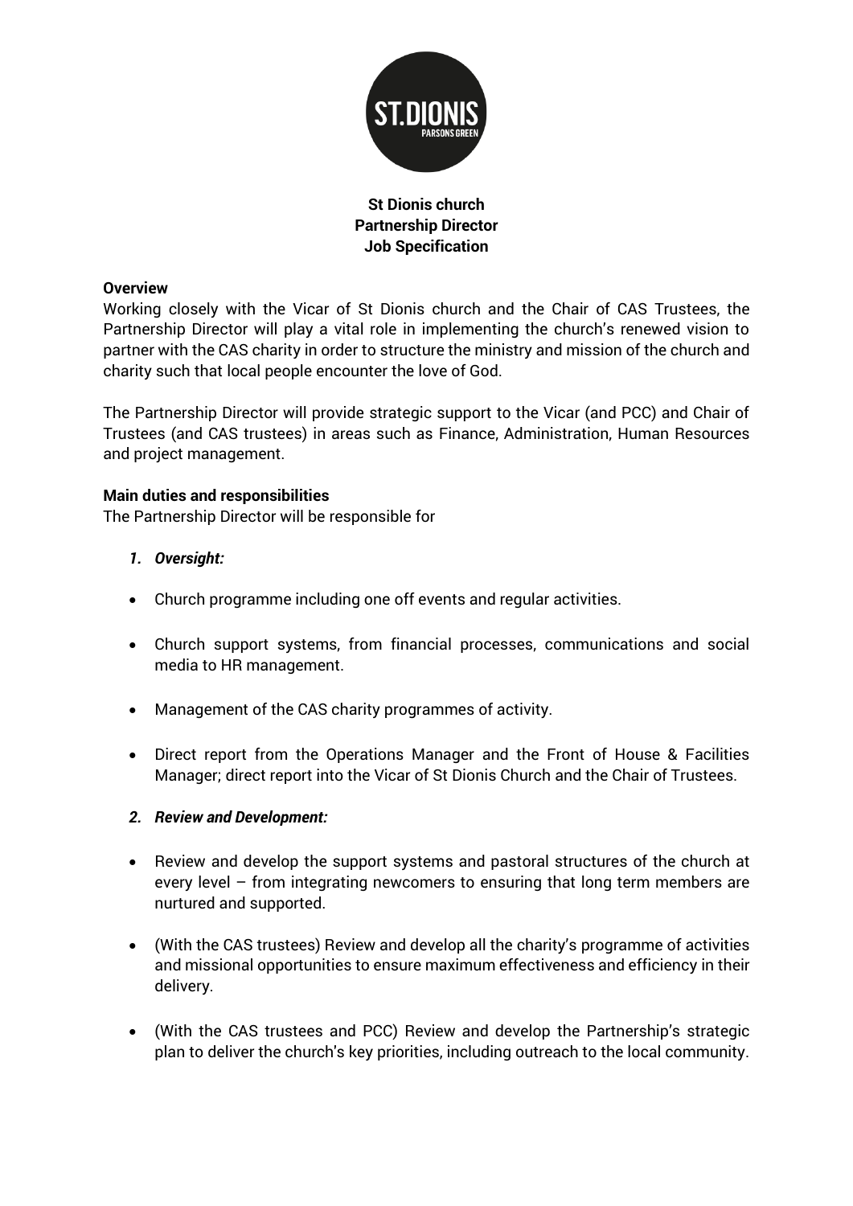**St Dionis church**
**Partnership Director**
**Job Specification**

**Overview**

Working closely with the Vicar of St Dionis church and the Chair of CAS Trustees, the Partnership Director will play a vital role in implementing the church's renewed vision to partner with the CAS charity in order to structure the ministry and mission of the church and charity such that local people encounter the love of God.

The Partnership Director will provide strategic support to the Vicar (and PCC) and Chair of Trustees (and CAS trustees) in areas such as Finance, Administration, Human Resources and project management.

**Main duties and responsibilities**

The Partnership Director will be responsible for

1. ***Oversight:***

- Church programme including one off events and regular activities.
- Church support systems, from financial processes, communications and social media to HR management.
- Management of the CAS charity programmes of activity.
- Direct report from the Operations Manager and the Front of House & Facilities Manager; direct report into the Vicar of St Dionis Church and the Chair of Trustees.

2. ***Review and Development:***

- Review and develop the support systems and pastoral structures of the church at every level – from integrating newcomers to ensuring that long term members are nurtured and supported.
- (With the CAS trustees) Review and develop all the charity's programme of activities and missional opportunities to ensure maximum effectiveness and efficiency in their delivery.
- (With the CAS trustees and PCC) Review and develop the Partnership's strategic plan to deliver the church's key priorities, including outreach to the local community.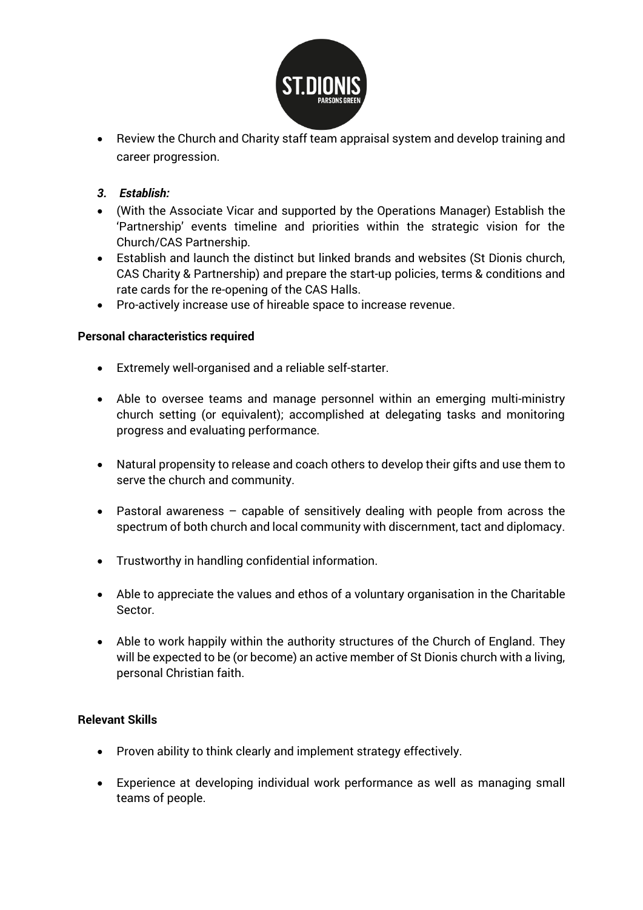- Review the Church and Charity staff team appraisal system and develop training and career progression.

***3. Establish:***

- (With the Associate Vicar and supported by the Operations Manager) Establish the 'Partnership' events timeline and priorities within the strategic vision for the Church/CAS Partnership.
- Establish and launch the distinct but linked brands and websites (St Dionis church, CAS Charity & Partnership) and prepare the start-up policies, terms & conditions and rate cards for the re-opening of the CAS Halls.
- Pro-actively increase use of hireable space to increase revenue.

**Personal characteristics required**

- Extremely well-organised and a reliable self-starter.
- Able to oversee teams and manage personnel within an emerging multi-ministry church setting (or equivalent); accomplished at delegating tasks and monitoring progress and evaluating performance.
- Natural propensity to release and coach others to develop their gifts and use them to serve the church and community.
- Pastoral awareness – capable of sensitively dealing with people from across the spectrum of both church and local community with discernment, tact and diplomacy.
- Trustworthy in handling confidential information.
- Able to appreciate the values and ethos of a voluntary organisation in the Charitable Sector.
- Able to work happily within the authority structures of the Church of England. They will be expected to be (or become) an active member of St Dionis church with a living, personal Christian faith.

**Relevant Skills**

- Proven ability to think clearly and implement strategy effectively.
- Experience at developing individual work performance as well as managing small teams of people.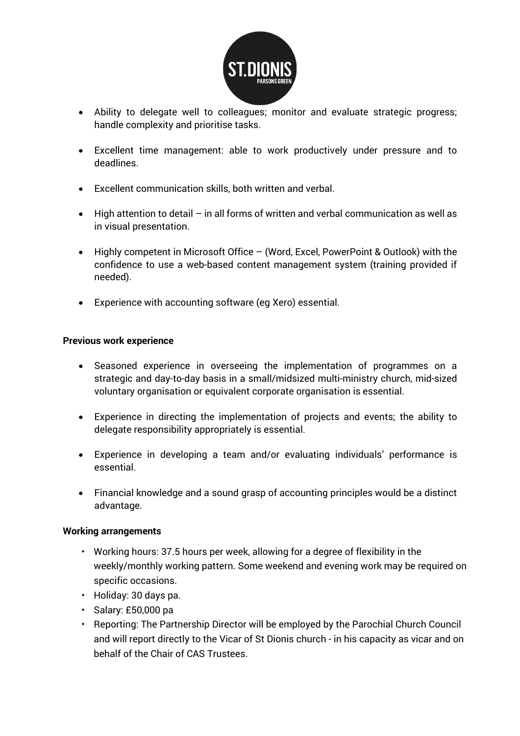- Ability to delegate well to colleagues; monitor and evaluate strategic progress; handle complexity and prioritise tasks.

- Excellent time management: able to work productively under pressure and to deadlines.

- Excellent communication skills, both written and verbal.

- High attention to detail – in all forms of written and verbal communication as well as in visual presentation.

- Highly competent in Microsoft Office – (Word, Excel, PowerPoint & Outlook) with the confidence to use a web-based content management system (training provided if needed).

- Experience with accounting software (eg Xero) essential.

**Previous work experience**

- Seasoned experience in overseeing the implementation of programmes on a strategic and day-to-day basis in a small/midsized multi-ministry church, mid-sized voluntary organisation or equivalent corporate organisation is essential.

- Experience in directing the implementation of projects and events; the ability to delegate responsibility appropriately is essential.

- Experience in developing a team and/or evaluating individuals' performance is essential.

- Financial knowledge and a sound grasp of accounting principles would be a distinct advantage.

**Working arrangements**

- Working hours: 37.5 hours per week, allowing for a degree of flexibility in the weekly/monthly working pattern. Some weekend and evening work may be required on specific occasions.
- Holiday: 30 days pa.
- Salary: £50,000 pa
- Reporting: The Partnership Director will be employed by the Parochial Church Council and will report directly to the Vicar of St Dionis church - in his capacity as vicar and on behalf of the Chair of CAS Trustees.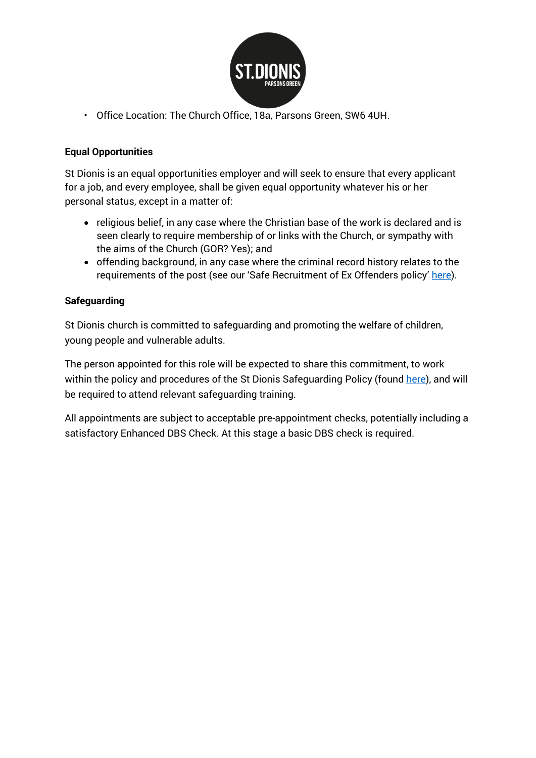- Office Location: The Church Office, 18a, Parsons Green, SW6 4UH.

**Equal Opportunities**

St Dionis is an equal opportunities employer and will seek to ensure that every applicant for a job, and every employee, shall be given equal opportunity whatever his or her personal status, except in a matter of:

- religious belief, in any case where the Christian base of the work is declared and is seen clearly to require membership of or links with the Church, or sympathy with the aims of the Church (GOR? Yes); and
- offending background, in any case where the criminal record history relates to the requirements of the post (see our 'Safe Recruitment of Ex Offenders policy' here).

**Safeguarding**

St Dionis church is committed to safeguarding and promoting the welfare of children, young people and vulnerable adults.

The person appointed for this role will be expected to share this commitment, to work within the policy and procedures of the St Dionis Safeguarding Policy (found here), and will be required to attend relevant safeguarding training.

All appointments are subject to acceptable pre-appointment checks, potentially including a satisfactory Enhanced DBS Check. At this stage a basic DBS check is required.